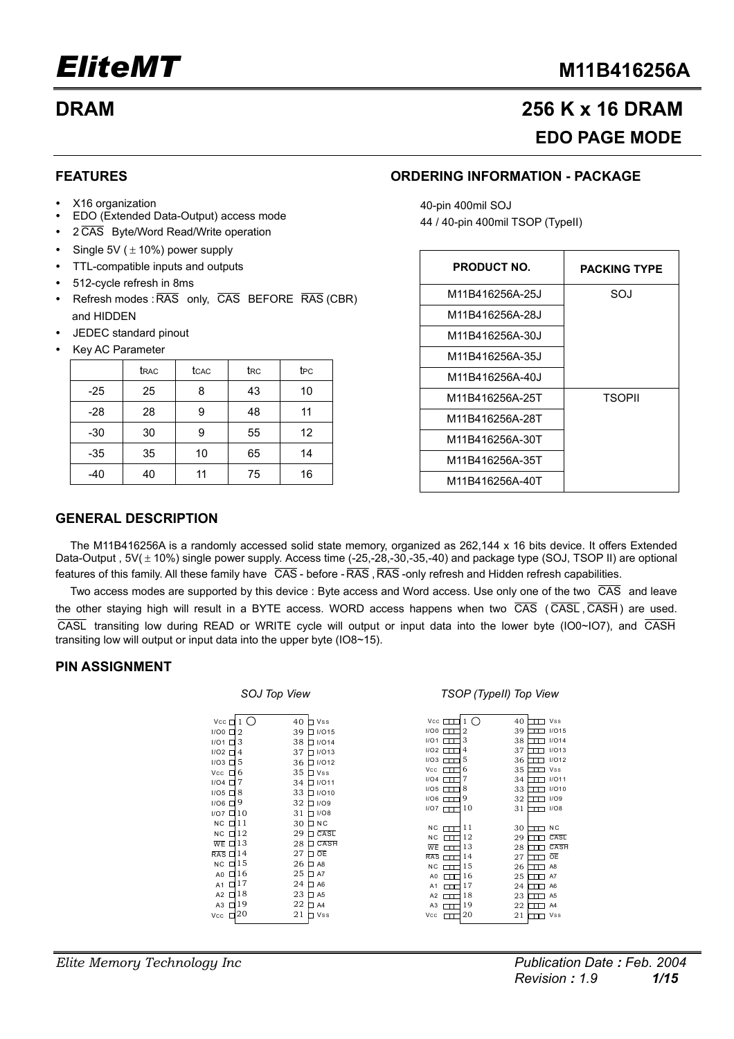# EliteMT

**M11B416256A**

## DRAM

## 256 K x 16 DRAM

## EDO PAGE MODE

### FEATURES

- X16 organization
- EDO (Extended Data-Output) access mode
- 2 $\overline{CAS}$ Byte/Word Read/Write operation
- Single 5V (± 10%) power supply
- TTL-compatible inputs and outputs
- 512-cycle refresh in 8ms
- Refresh modes : $\overline{RAS}$ only, $\overline{CAS}$ BEFORE $\overline{RAS}$ (CBR) and HIDDEN
- JEDEC standard pinout
- Key AC Parameter

| | $t_{RAC}$ | $t_{CAC}$ | $t_{RC}$ | $t_{PC}$ |
|---|---|---|---|---|
| -25 | 25 | 8 | 43 | 10 |
| -28 | 28 | 9 | 48 | 11 |
| -30 | 30 | 9 | 55 | 12 |
| -35 | 35 | 10 | 65 | 14 |
| -40 | 40 | 11 | 75 | 16 |

### ORDERING INFORMATION - PACKAGE

40-pin 400mil SOJ
44 / 40-pin 400mil TSOP (TypeII)

| PRODUCT NO. | PACKING TYPE |
|---|---|
| M11B416256A-25J | SOJ |
| M11B416256A-28J | |
| M11B416256A-30J | |
| M11B416256A-35J | |
| M11B416256A-40J | |
| M11B416256A-25T | TSOPII |
| M11B416256A-28T | |
| M11B416256A-30T | |
| M11B416256A-35T | |
| M11B416256A-40T | |

### GENERAL DESCRIPTION

The M11B416256A is a randomly accessed solid state memory, organized as 262,144 x 16 bits device. It offers Extended Data-Output , 5V(± 10%) single power supply. Access time (-25,-28,-30,-35,-40) and package type (SOJ, TSOP II) are optional features of this family. All these family have $\overline{CAS}$ - before - $\overline{RAS}$ , $\overline{RAS}$ -only refresh and Hidden refresh capabilities.

Two access modes are supported by this device : Byte access and Word access. Use only one of the two $\overline{CAS}$ and leave the other staying high will result in a BYTE access. WORD access happens when two $\overline{CAS}$ ( $\overline{CASL}$ , $\overline{CASH}$ ) are used. $\overline{CASL}$ transiting low during READ or WRITE cycle will output or input data into the lower byte (IO0~IO7), and $\overline{CASH}$ transiting low will output or input data into the upper byte (IO8~15).

### PIN ASSIGNMENT

*SOJ Top View* / *TSOP (TypeII) Top View*

| Pin | Name | Pin | Name |
|---|---|---|---|
| 1 | Vcc | 40 | Vss |
| 2 | I/O0 | 39 | I/O15 |
| 3 | I/O1 | 38 | I/O14 |
| 4 | I/O2 | 37 | I/O13 |
| 5 | I/O3 | 36 | I/O12 |
| 6 | Vcc | 35 | Vss |
| 7 | I/O4 | 34 | I/O11 |
| 8 | I/O5 | 33 | I/O10 |
| 9 | I/O6 | 32 | I/O9 |
| 10 | I/O7 | 31 | I/O8 |
| 11 | NC | 30 | NC |
| 12 | NC | 29 | $\overline{CASL}$ |
| 13 | $\overline{WE}$ | 28 | $\overline{CASH}$ |
| 14 | $\overline{RAS}$ | 27 | $\overline{OE}$ |
| 15 | NC | 26 | A8 |
| 16 | A0 | 25 | A7 |
| 17 | A1 | 24 | A6 |
| 18 | A2 | 23 | A5 |
| 19 | A3 | 22 | A4 |
| 20 | Vcc | 21 | Vss |

Elite Memory Technology Inc — Publication Date : Feb. 2004 — Revision : 1.9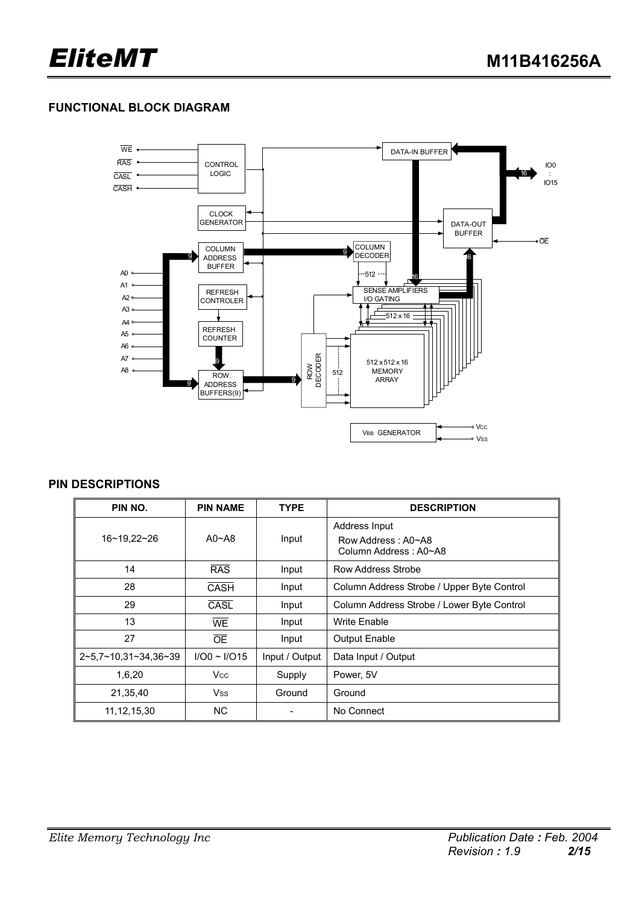## FUNCTIONAL BLOCK DIAGRAM

## PIN DESCRIPTIONS

| PIN NO. | PIN NAME | TYPE | DESCRIPTION |
|---|---|---|---|
| 16~19,22~26 | A0~A8 | Input | Address Input<br>Row Address : A0~A8<br>Column Address : A0~A8 |
| 14 | $\overline{RAS}$ | Input | Row Address Strobe |
| 28 | $\overline{CASH}$ | Input | Column Address Strobe / Upper Byte Control |
| 29 | $\overline{CASL}$ | Input | Column Address Strobe / Lower Byte Control |
| 13 | $\overline{WE}$ | Input | Write Enable |
| 27 | $\overline{OE}$ | Input | Output Enable |
| 2~5,7~10,31~34,36~39 | I/O0 ~ I/O15 | Input / Output | Data Input / Output |
| 1,6,20 | $V_{CC}$ | Supply | Power, 5V |
| 21,35,40 | $V_{SS}$ | Ground | Ground |
| 11,12,15,30 | NC | - | No Connect |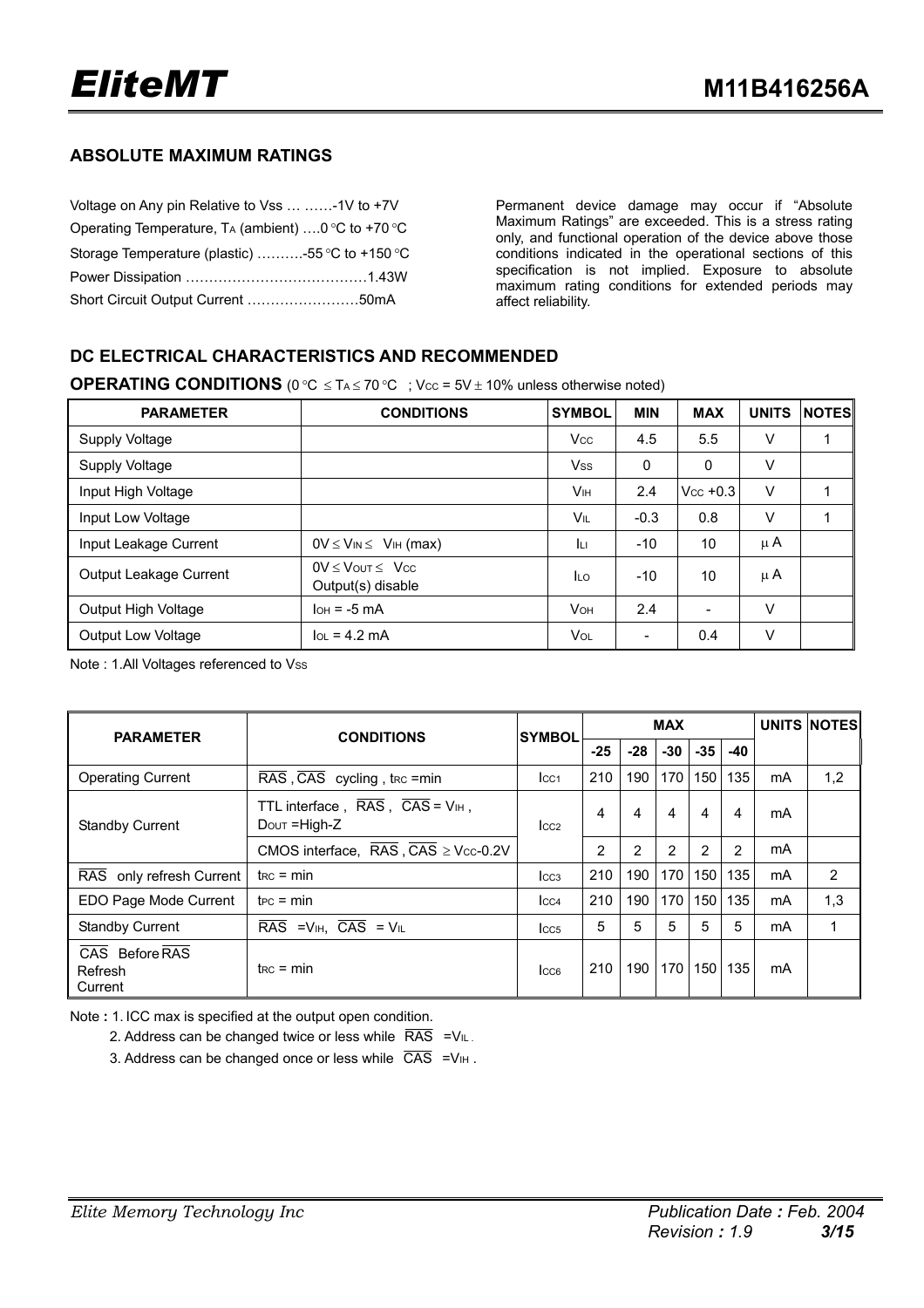## ABSOLUTE MAXIMUM RATINGS

Voltage on Any pin Relative to Vss … ……-1V to +7V
Operating Temperature, $T_A$ (ambient) ….0 °C to +70 °C
Storage Temperature (plastic) ……….-55 °C to +150 °C
Power Dissipation …………………………………1.43W
Short Circuit Output Current ……………………50mA

Permanent device damage may occur if "Absolute Maximum Ratings" are exceeded. This is a stress rating only, and functional operation of the device above those conditions indicated in the operational sections of this specification is not implied. Exposure to absolute maximum rating conditions for extended periods may affect reliability.

## DC ELECTRICAL CHARACTERISTICS AND RECOMMENDED OPERATING CONDITIONS (0 °C ≤ $T_A$ ≤ 70 °C ; $V_{CC}$ = 5V ± 10% unless otherwise noted)

| PARAMETER | CONDITIONS | SYMBOL | MIN | MAX | UNITS | NOTES |
|---|---|---|---|---|---|---|
| Supply Voltage | | $V_{CC}$ | 4.5 | 5.5 | V | 1 |
| Supply Voltage | | $V_{SS}$ | 0 | 0 | V | |
| Input High Voltage | | $V_{IH}$ | 2.4 | $V_{CC}$ +0.3 | V | 1 |
| Input Low Voltage | | $V_{IL}$ | -0.3 | 0.8 | V | 1 |
| Input Leakage Current | 0V ≤ $V_{IN}$ ≤ $V_{IH}$ (max) | $I_{LI}$ | -10 | 10 | μA | |
| Output Leakage Current | 0V ≤ $V_{OUT}$ ≤ $V_{CC}$ Output(s) disable | $I_{LO}$ | -10 | 10 | μA | |
| Output High Voltage | $I_{OH}$ = -5 mA | $V_{OH}$ | 2.4 | - | V | |
| Output Low Voltage | $I_{OL}$ = 4.2 mA | $V_{OL}$ | - | 0.4 | V | |

Note : 1.All Voltages referenced to $V_{SS}$

| PARAMETER | CONDITIONS | SYMBOL | MAX | | | | | UNITS | NOTES |
|---|---|---|---|---|---|---|---|---|---|
| | | | -25 | -28 | -30 | -35 | -40 | | |
| Operating Current | $\overline{RAS}$ , $\overline{CAS}$ cycling , $t_{RC}$ =min | $I_{CC1}$ | 210 | 190 | 170 | 150 | 135 | mA | 1,2 |
| Standby Current | TTL interface , $\overline{RAS}$ , $\overline{CAS}$ = $V_{IH}$ , $D_{OUT}$ =High-Z | $I_{CC2}$ | 4 | 4 | 4 | 4 | 4 | mA | |
| | CMOS interface, $\overline{RAS}$ , $\overline{CAS}$ ≥ $V_{CC}$-0.2V | | 2 | 2 | 2 | 2 | 2 | mA | |
| $\overline{RAS}$ only refresh Current | $t_{RC}$ = min | $I_{CC3}$ | 210 | 190 | 170 | 150 | 135 | mA | 2 |
| EDO Page Mode Current | $t_{PC}$ = min | $I_{CC4}$ | 210 | 190 | 170 | 150 | 135 | mA | 1,3 |
| Standby Current | $\overline{RAS}$ = $V_{IH}$, $\overline{CAS}$ = $V_{IL}$ | $I_{CC5}$ | 5 | 5 | 5 | 5 | 5 | mA | 1 |
| $\overline{CAS}$ Before $\overline{RAS}$ Refresh Current | $t_{RC}$ = min | $I_{CC6}$ | 210 | 190 | 170 | 150 | 135 | mA | |

Note : 1. ICC max is specified at the output open condition.

2. Address can be changed twice or less while $\overline{RAS}$ = $V_{IL}$ .

3. Address can be changed once or less while $\overline{CAS}$ = $V_{IH}$ .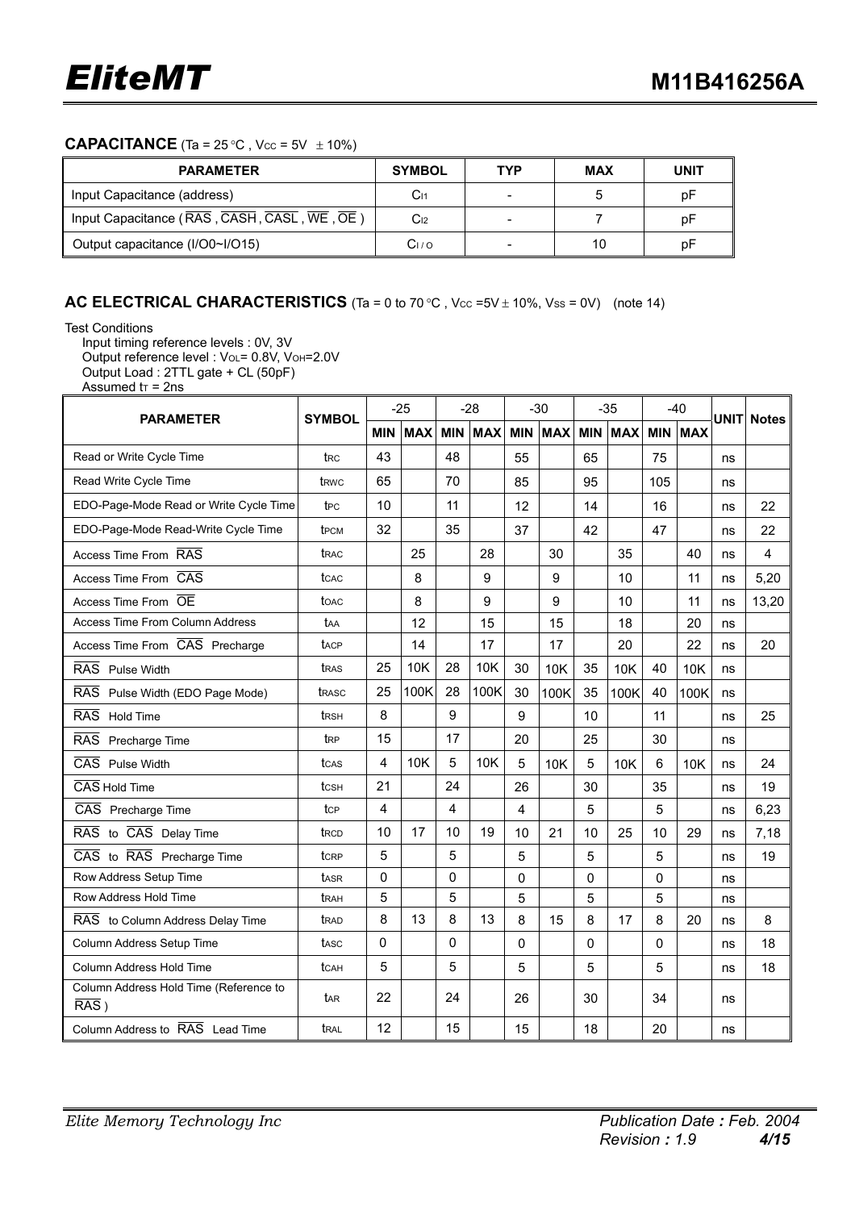**CAPACITANCE** (Ta = 25 °C , $V_{CC}$ = 5V ± 10%)

| PARAMETER | SYMBOL | TYP | MAX | UNIT |
|---|---|---|---|---|
| Input Capacitance (address) | $C_{I1}$ | - | 5 | pF |
| Input Capacitance ( $\overline{RAS}$ , $\overline{CASH}$ , $\overline{CASL}$ , $\overline{WE}$ , $\overline{OE}$ ) | $C_{I2}$ | - | 7 | pF |
| Output capacitance (I/O0~I/O15) | $C_{I/O}$ | - | 10 | pF |

**AC ELECTRICAL CHARACTERISTICS** (Ta = 0 to 70 °C , $V_{CC}$ =5V ± 10%, $V_{SS}$ = 0V) (note 14)

Test Conditions
Input timing reference levels : 0V, 3V
Output reference level : $V_{OL}$= 0.8V, $V_{OH}$=2.0V
Output Load : 2TTL gate + CL (50pF)
Assumed $t_T$ = 2ns

| PARAMETER | SYMBOL | -25 | | -28 | | -30 | | -35 | | -40 | | UNIT | Notes |
|---|---|---|---|---|---|---|---|---|---|---|---|---|---|
| | | MIN | MAX | MIN | MAX | MIN | MAX | MIN | MAX | MIN | MAX | | |
| Read or Write Cycle Time | $t_{RC}$ | 43 | | 48 | | 55 | | 65 | | 75 | | ns | |
| Read Write Cycle Time | $t_{RWC}$ | 65 | | 70 | | 85 | | 95 | | 105 | | ns | |
| EDO-Page-Mode Read or Write Cycle Time | $t_{PC}$ | 10 | | 11 | | 12 | | 14 | | 16 | | ns | 22 |
| EDO-Page-Mode Read-Write Cycle Time | $t_{PCM}$ | 32 | | 35 | | 37 | | 42 | | 47 | | ns | 22 |
| Access Time From $\overline{RAS}$ | $t_{RAC}$ | | 25 | | 28 | | 30 | | 35 | | 40 | ns | 4 |
| Access Time From $\overline{CAS}$ | $t_{CAC}$ | | 8 | | 9 | | 9 | | 10 | | 11 | ns | 5,20 |
| Access Time From $\overline{OE}$ | $t_{OAC}$ | | 8 | | 9 | | 9 | | 10 | | 11 | ns | 13,20 |
| Access Time From Column Address | $t_{AA}$ | | 12 | | 15 | | 15 | | 18 | | 20 | ns | |
| Access Time From $\overline{CAS}$ Precharge | $t_{ACP}$ | | 14 | | 17 | | 17 | | 20 | | 22 | ns | 20 |
| $\overline{RAS}$ Pulse Width | $t_{RAS}$ | 25 | 10K | 28 | 10K | 30 | 10K | 35 | 10K | 40 | 10K | ns | |
| $\overline{RAS}$ Pulse Width (EDO Page Mode) | $t_{RASC}$ | 25 | 100K | 28 | 100K | 30 | 100K | 35 | 100K | 40 | 100K | ns | |
| $\overline{RAS}$ Hold Time | $t_{RSH}$ | 8 | | 9 | | 9 | | 10 | | 11 | | ns | 25 |
| $\overline{RAS}$ Precharge Time | $t_{RP}$ | 15 | | 17 | | 20 | | 25 | | 30 | | ns | |
| $\overline{CAS}$ Pulse Width | $t_{CAS}$ | 4 | 10K | 5 | 10K | 5 | 10K | 5 | 10K | 6 | 10K | ns | 24 |
| $\overline{CAS}$ Hold Time | $t_{CSH}$ | 21 | | 24 | | 26 | | 30 | | 35 | | ns | 19 |
| $\overline{CAS}$ Precharge Time | $t_{CP}$ | 4 | | 4 | | 4 | | 5 | | 5 | | ns | 6,23 |
| $\overline{RAS}$ to $\overline{CAS}$ Delay Time | $t_{RCD}$ | 10 | 17 | 10 | 19 | 10 | 21 | 10 | 25 | 10 | 29 | ns | 7,18 |
| $\overline{CAS}$ to $\overline{RAS}$ Precharge Time | $t_{CRP}$ | 5 | | 5 | | 5 | | 5 | | 5 | | ns | 19 |
| Row Address Setup Time | $t_{ASR}$ | 0 | | 0 | | 0 | | 0 | | 0 | | ns | |
| Row Address Hold Time | $t_{RAH}$ | 5 | | 5 | | 5 | | 5 | | 5 | | ns | |
| $\overline{RAS}$ to Column Address Delay Time | $t_{RAD}$ | 8 | 13 | 8 | 13 | 8 | 15 | 8 | 17 | 8 | 20 | ns | 8 |
| Column Address Setup Time | $t_{ASC}$ | 0 | | 0 | | 0 | | 0 | | 0 | | ns | 18 |
| Column Address Hold Time | $t_{CAH}$ | 5 | | 5 | | 5 | | 5 | | 5 | | ns | 18 |
| Column Address Hold Time (Reference to $\overline{RAS}$ ) | $t_{AR}$ | 22 | | 24 | | 26 | | 30 | | 34 | | ns | |
| Column Address to $\overline{RAS}$ Lead Time | $t_{RAL}$ | 12 | | 15 | | 15 | | 18 | | 20 | | ns | |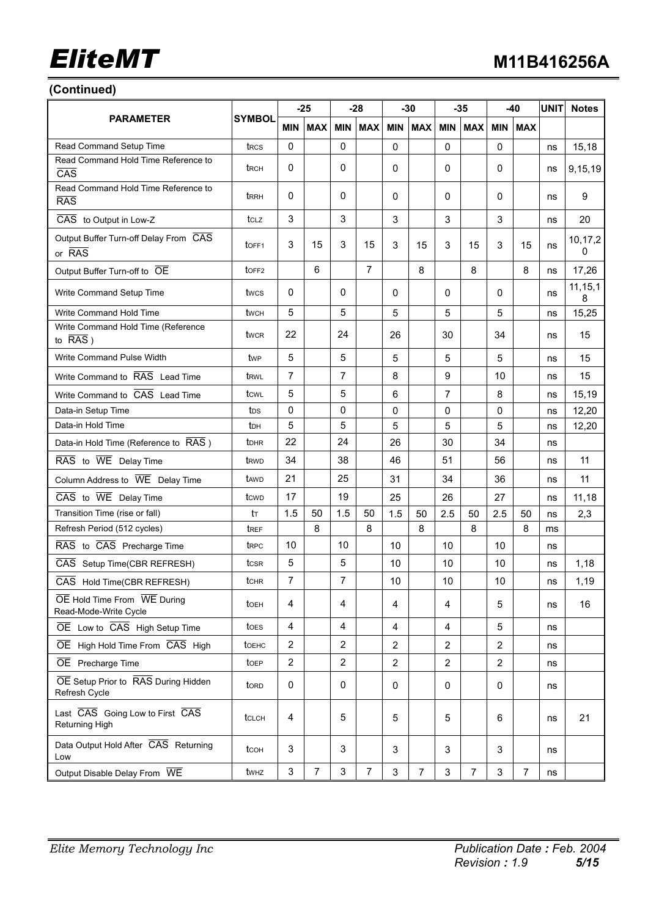**(Continued)**

| PARAMETER | SYMBOL | -25 | | -28 | | -30 | | -35 | | -40 | | UNIT | Notes |
|---|---|---|---|---|---|---|---|---|---|---|---|---|---|
| | | MIN | MAX | MIN | MAX | MIN | MAX | MIN | MAX | MIN | MAX | | |
| Read Command Setup Time | $t_{RCS}$ | 0 | | 0 | | 0 | | 0 | | 0 | | ns | 15,18 |
| Read Command Hold Time Reference to $\overline{CAS}$ | $t_{RCH}$ | 0 | | 0 | | 0 | | 0 | | 0 | | ns | 9,15,19 |
| Read Command Hold Time Reference to $\overline{RAS}$ | $t_{RRH}$ | 0 | | 0 | | 0 | | 0 | | 0 | | ns | 9 |
| $\overline{CAS}$ to Output in Low-Z | $t_{CLZ}$ | 3 | | 3 | | 3 | | 3 | | 3 | | ns | 20 |
| Output Buffer Turn-off Delay From $\overline{CAS}$ or $\overline{RAS}$ | $t_{OFF1}$ | 3 | 15 | 3 | 15 | 3 | 15 | 3 | 15 | 3 | 15 | ns | 10,17,20 |
| Output Buffer Turn-off to $\overline{OE}$ | $t_{OFF2}$ | | 6 | | 7 | | 8 | | 8 | | 8 | ns | 17,26 |
| Write Command Setup Time | $t_{WCS}$ | 0 | | 0 | | 0 | | 0 | | 0 | | ns | 11,15,18 |
| Write Command Hold Time | $t_{WCH}$ | 5 | | 5 | | 5 | | 5 | | 5 | | ns | 15,25 |
| Write Command Hold Time (Reference to $\overline{RAS}$ ) | $t_{WCR}$ | 22 | | 24 | | 26 | | 30 | | 34 | | ns | 15 |
| Write Command Pulse Width | $t_{WP}$ | 5 | | 5 | | 5 | | 5 | | 5 | | ns | 15 |
| Write Command to $\overline{RAS}$ Lead Time | $t_{RWL}$ | 7 | | 7 | | 8 | | 9 | | 10 | | ns | 15 |
| Write Command to $\overline{CAS}$ Lead Time | $t_{CWL}$ | 5 | | 5 | | 6 | | 7 | | 8 | | ns | 15,19 |
| Data-in Setup Time | $t_{DS}$ | 0 | | 0 | | 0 | | 0 | | 0 | | ns | 12,20 |
| Data-in Hold Time | $t_{DH}$ | 5 | | 5 | | 5 | | 5 | | 5 | | ns | 12,20 |
| Data-in Hold Time (Reference to $\overline{RAS}$ ) | $t_{DHR}$ | 22 | | 24 | | 26 | | 30 | | 34 | | ns | |
| $\overline{RAS}$ to $\overline{WE}$ Delay Time | $t_{RWD}$ | 34 | | 38 | | 46 | | 51 | | 56 | | ns | 11 |
| Column Address to $\overline{WE}$ Delay Time | $t_{AWD}$ | 21 | | 25 | | 31 | | 34 | | 36 | | ns | 11 |
| $\overline{CAS}$ to $\overline{WE}$ Delay Time | $t_{CWD}$ | 17 | | 19 | | 25 | | 26 | | 27 | | ns | 11,18 |
| Transition Time (rise or fall) | $t_T$ | 1.5 | 50 | 1.5 | 50 | 1.5 | 50 | 2.5 | 50 | 2.5 | 50 | ns | 2,3 |
| Refresh Period (512 cycles) | $t_{REF}$ | | 8 | | 8 | | 8 | | 8 | | 8 | ms | |
| $\overline{RAS}$ to $\overline{CAS}$ Precharge Time | $t_{RPC}$ | 10 | | 10 | | 10 | | 10 | | 10 | | ns | |
| $\overline{CAS}$ Setup Time(CBR REFRESH) | $t_{CSR}$ | 5 | | 5 | | 10 | | 10 | | 10 | | ns | 1,18 |
| $\overline{CAS}$ Hold Time(CBR REFRESH) | $t_{CHR}$ | 7 | | 7 | | 10 | | 10 | | 10 | | ns | 1,19 |
| $\overline{OE}$ Hold Time From $\overline{WE}$ During Read-Mode-Write Cycle | $t_{OEH}$ | 4 | | 4 | | 4 | | 4 | | 5 | | ns | 16 |
| $\overline{OE}$ Low to $\overline{CAS}$ High Setup Time | $t_{OES}$ | 4 | | 4 | | 4 | | 4 | | 5 | | ns | |
| $\overline{OE}$ High Hold Time From $\overline{CAS}$ High | $t_{OEHC}$ | 2 | | 2 | | 2 | | 2 | | 2 | | ns | |
| $\overline{OE}$ Precharge Time | $t_{OEP}$ | 2 | | 2 | | 2 | | 2 | | 2 | | ns | |
| $\overline{OE}$ Setup Prior to $\overline{RAS}$ During Hidden Refresh Cycle | $t_{ORD}$ | 0 | | 0 | | 0 | | 0 | | 0 | | ns | |
| Last $\overline{CAS}$ Going Low to First $\overline{CAS}$ Returning High | $t_{CLCH}$ | 4 | | 5 | | 5 | | 5 | | 6 | | ns | 21 |
| Data Output Hold After $\overline{CAS}$ Returning Low | $t_{COH}$ | 3 | | 3 | | 3 | | 3 | | 3 | | ns | |
| Output Disable Delay From $\overline{WE}$ | $t_{WHZ}$ | 3 | 7 | 3 | 7 | 3 | 7 | 3 | 7 | 3 | 7 | ns | |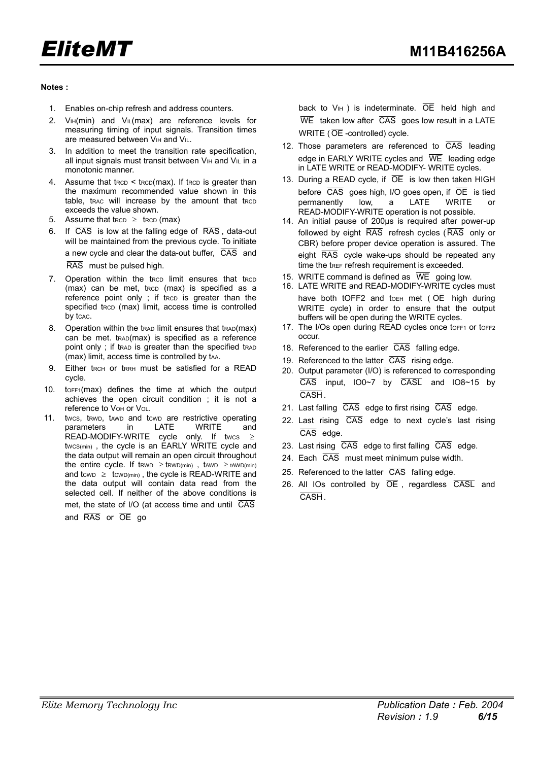**Notes :**

1. Enables on-chip refresh and address counters.
2. $V_{IH}$(min) and $V_{IL}$(max) are reference levels for measuring timing of input signals. Transition times are measured between $V_{IH}$ and $V_{IL}$.
3. In addition to meet the transition rate specification, all input signals must transit between $V_{IH}$ and $V_{IL}$ in a monotonic manner.
4. Assume that $t_{RCD}$ < $t_{RCD}$(max). If $t_{RCD}$ is greater than the maximum recommended value shown in this table, $t_{RAC}$ will increase by the amount that $t_{RCD}$ exceeds the value shown.
5. Assume that $t_{RCD} \geq t_{RCD}$ (max)
6. If $\overline{CAS}$ is low at the falling edge of $\overline{RAS}$, data-out will be maintained from the previous cycle. To initiate a new cycle and clear the data-out buffer, $\overline{CAS}$ and $\overline{RAS}$ must be pulsed high.
7. Operation within the $t_{RCD}$ limit ensures that $t_{RCD}$ (max) can be met. $t_{RCD}$ (max) is specified as a reference point only ; if $t_{RCD}$ is greater than the specified $t_{RCD}$ (max) limit, access time is controlled by $t_{CAC}$.
8. Operation within the $t_{RAD}$ limit ensures that $t_{RAD}$(max) can be met. $t_{RAD}$(max) is specified as a reference point only ; if $t_{RAD}$ is greater than the specified $t_{RAD}$ (max) limit, access time is controlled by $t_{AA}$.
9. Either $t_{RCH}$ or $t_{RRH}$ must be satisfied for a READ cycle.
10. $t_{OFF1}$(max) defines the time at which the output achieves the open circuit condition ; it is not a reference to $V_{OH}$ or $V_{OL}$.
11. $t_{WCS}$, $t_{RWD}$, $t_{AWD}$ and $t_{CWD}$ are restrictive operating parameters in LATE WRITE and READ-MODIFY-WRITE cycle only. If $t_{WCS} \geq t_{WCS(min)}$, the cycle is an EARLY WRITE cycle and the data output will remain an open circuit throughout the entire cycle. If $t_{RWD} \geq t_{RWD(min)}$, $t_{AWD} \geq t_{AWD(min)}$ and $t_{CWD} \geq t_{CWD(min)}$, the cycle is READ-WRITE and the data output will contain data read from the selected cell. If neither of the above conditions is met, the state of I/O (at access time and until $\overline{CAS}$ and $\overline{RAS}$ or $\overline{OE}$ go back to $V_{IH}$ ) is indeterminate. $\overline{OE}$ held high and $\overline{WE}$ taken low after $\overline{CAS}$ goes low result in a LATE WRITE ( $\overline{OE}$ -controlled) cycle.
12. Those parameters are referenced to $\overline{CAS}$ leading edge in EARLY WRITE cycles and $\overline{WE}$ leading edge in LATE WRITE or READ-MODIFY- WRITE cycles.
13. During a READ cycle, if $\overline{OE}$ is low then taken HIGH before $\overline{CAS}$ goes high, I/O goes open, if $\overline{OE}$ is tied permanently low, a LATE WRITE or READ-MODIFY-WRITE operation is not possible.
14. An initial pause of 200μs is required after power-up followed by eight $\overline{RAS}$ refresh cycles ( $\overline{RAS}$ only or CBR) before proper device operation is assured. The eight $\overline{RAS}$ cycle wake-ups should be repeated any time the $t_{REF}$ refresh requirement is exceeded.
15. WRITE command is defined as $\overline{WE}$ going low.
16. LATE WRITE and READ-MODIFY-WRITE cycles must have both tOFF2 and $t_{OEH}$ met ( $\overline{OE}$ high during WRITE cycle) in order to ensure that the output buffers will be open during the WRITE cycles.
17. The I/Os open during READ cycles once $t_{OFF1}$ or $t_{OFF2}$ occur.
18. Referenced to the earlier $\overline{CAS}$ falling edge.
19. Referenced to the latter $\overline{CAS}$ rising edge.
20. Output parameter (I/O) is referenced to corresponding $\overline{CAS}$ input, IO0~7 by $\overline{CASL}$ and IO8~15 by $\overline{CASH}$.
21. Last falling $\overline{CAS}$ edge to first rising $\overline{CAS}$ edge.
22. Last rising $\overline{CAS}$ edge to next cycle's last rising $\overline{CAS}$ edge.
23. Last rising $\overline{CAS}$ edge to first falling $\overline{CAS}$ edge.
24. Each $\overline{CAS}$ must meet minimum pulse width.
25. Referenced to the latter $\overline{CAS}$ falling edge.
26. All IOs controlled by $\overline{OE}$, regardless $\overline{CASL}$ and $\overline{CASH}$.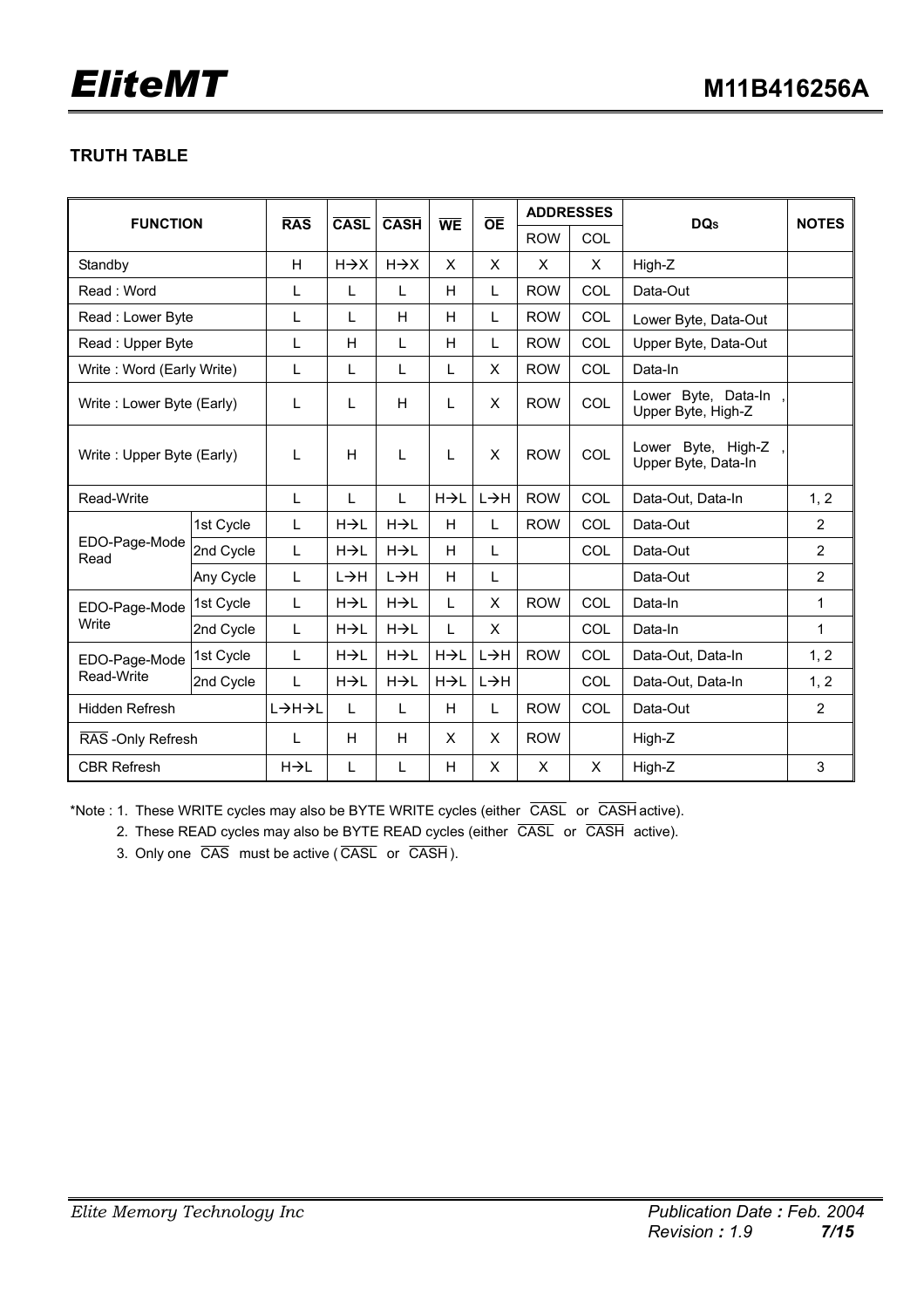## TRUTH TABLE

| FUNCTION | | $\overline{RAS}$ | $\overline{CASL}$ | $\overline{CASH}$ | $\overline{WE}$ | $\overline{OE}$ | ADDRESSES | | DQs | NOTES |
|---|---|---|---|---|---|---|---|---|---|---|
| | | | | | | | ROW | COL | | |
| Standby | | H | H→X | H→X | X | X | X | X | High-Z | |
| Read : Word | | L | L | L | H | L | ROW | COL | Data-Out | |
| Read : Lower Byte | | L | L | H | H | L | ROW | COL | Lower Byte, Data-Out | |
| Read : Upper Byte | | L | H | L | H | L | ROW | COL | Upper Byte, Data-Out | |
| Write : Word (Early Write) | | L | L | L | L | X | ROW | COL | Data-In | |
| Write : Lower Byte (Early) | | L | L | H | L | X | ROW | COL | Lower Byte, Data-In , Upper Byte, High-Z | |
| Write : Upper Byte (Early) | | L | H | L | L | X | ROW | COL | Lower Byte, High-Z , Upper Byte, Data-In | |
| Read-Write | | L | L | L | H→L | L→H | ROW | COL | Data-Out, Data-In | 1, 2 |
| EDO-Page-Mode Read | 1st Cycle | L | H→L | H→L | H | L | ROW | COL | Data-Out | 2 |
| | 2nd Cycle | L | H→L | H→L | H | L | | COL | Data-Out | 2 |
| | Any Cycle | L | L→H | L→H | H | L | | | Data-Out | 2 |
| EDO-Page-Mode Write | 1st Cycle | L | H→L | H→L | L | X | ROW | COL | Data-In | 1 |
| | 2nd Cycle | L | H→L | H→L | L | X | | COL | Data-In | 1 |
| EDO-Page-Mode Read-Write | 1st Cycle | L | H→L | H→L | H→L | L→H | ROW | COL | Data-Out, Data-In | 1, 2 |
| | 2nd Cycle | L | H→L | H→L | H→L | L→H | | COL | Data-Out, Data-In | 1, 2 |
| Hidden Refresh | | L→H→L | L | L | H | L | ROW | COL | Data-Out | 2 |
| $\overline{RAS}$ -Only Refresh | | L | H | H | X | X | ROW | | High-Z | |
| CBR Refresh | | H→L | L | L | H | X | X | X | High-Z | 3 |

*Note : 1. These WRITE cycles may also be BYTE WRITE cycles (either $\overline{CASL}$ or $\overline{CASH}$ active).

2. These READ cycles may also be BYTE READ cycles (either $\overline{CASL}$ or $\overline{CASH}$ active).

3. Only one $\overline{CAS}$ must be active ( $\overline{CASL}$ or $\overline{CASH}$ ).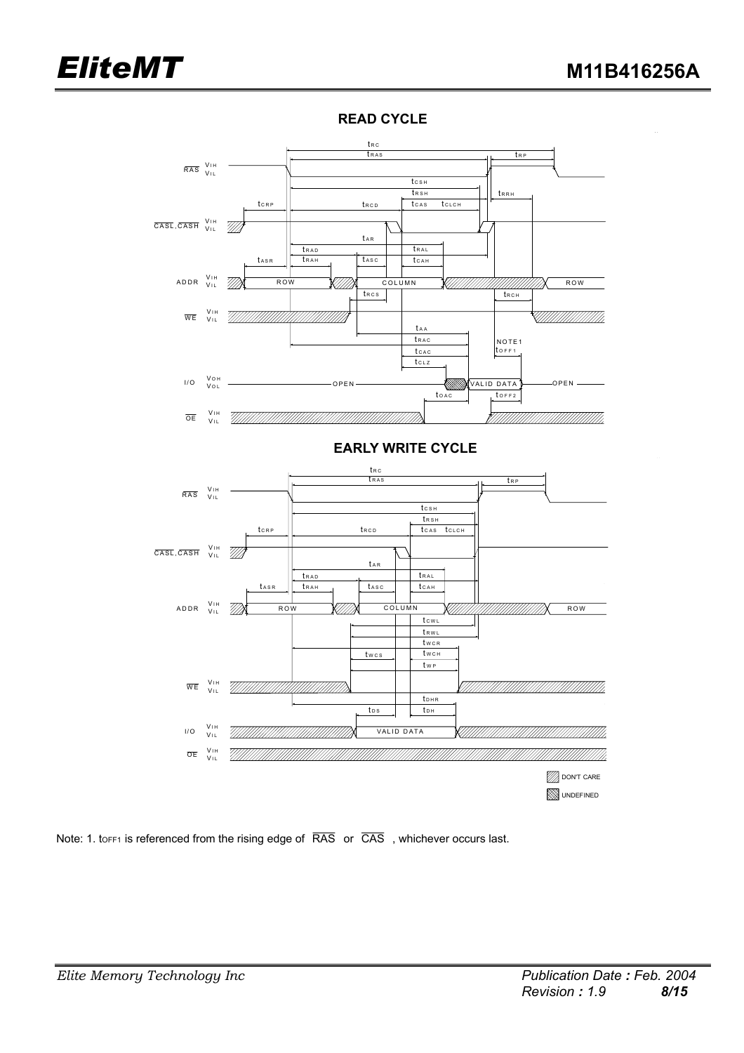## READ CYCLE

## EARLY WRITE CYCLE

DON'T CARE

UNDEFINED

Note: 1. $t_{OFF1}$ is referenced from the rising edge of $\overline{RAS}$ or $\overline{CAS}$ , whichever occurs last.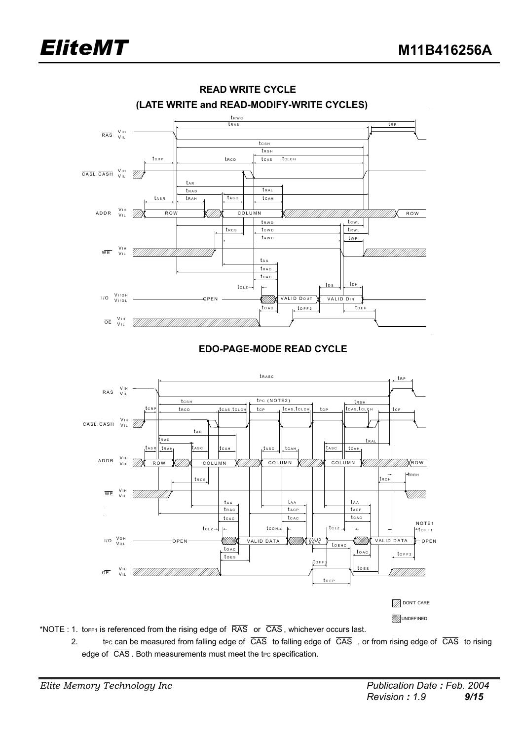## READ WRITE CYCLE

## (LATE WRITE and READ-MODIFY-WRITE CYCLES)

## EDO-PAGE-MODE READ CYCLE

*NOTE : 1. $t_{OFF1}$ is referenced from the rising edge of $\overline{RAS}$ or $\overline{CAS}$, whichever occurs last.

2. $t_{PC}$ can be measured from falling edge of $\overline{CAS}$ to falling edge of $\overline{CAS}$, or from rising edge of $\overline{CAS}$ to rising edge of $\overline{CAS}$. Both measurements must meet the $t_{PC}$ specification.

*Elite Memory Technology Inc*

*Publication Date : Feb. 2004*
*Revision : 1.9*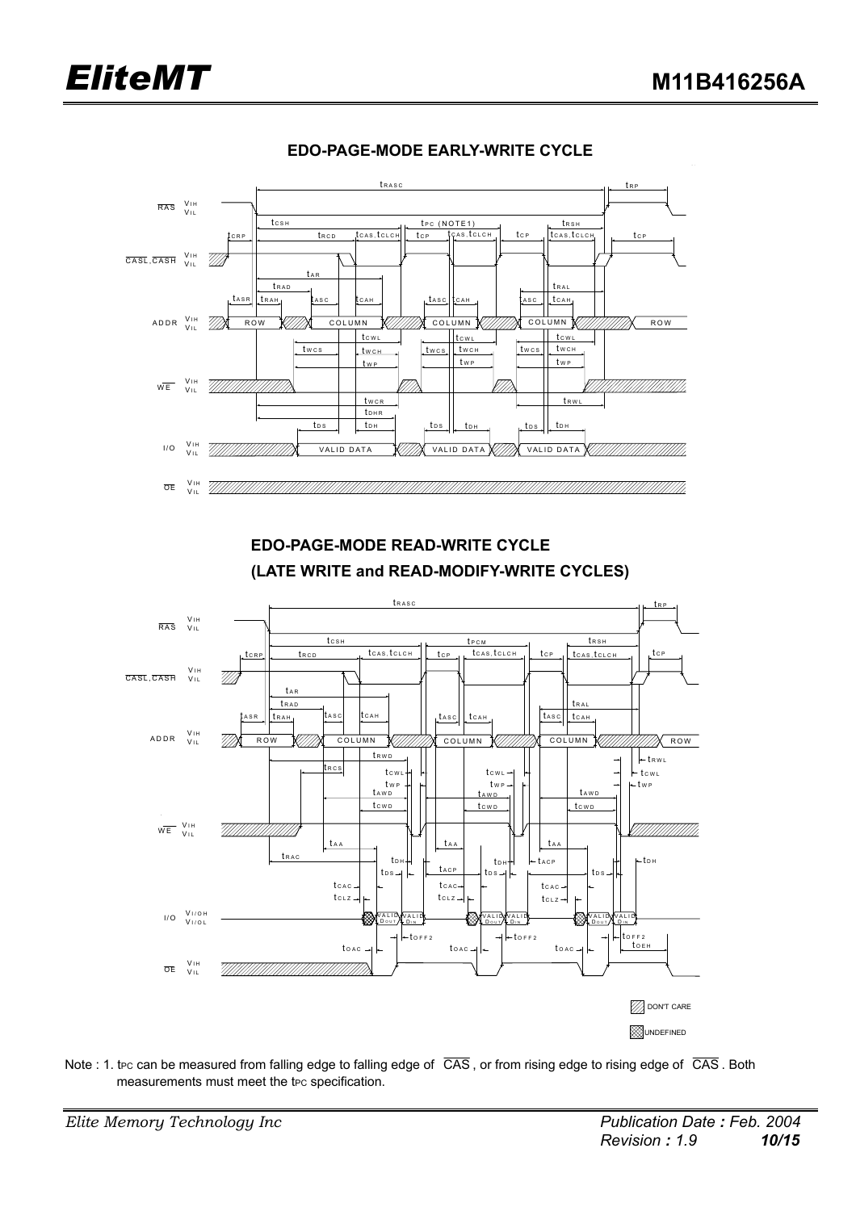## EDO-PAGE-MODE EARLY-WRITE CYCLE

## EDO-PAGE-MODE READ-WRITE CYCLE
## (LATE WRITE and READ-MODIFY-WRITE CYCLES)

Note : 1. $t_{PC}$ can be measured from falling edge to falling edge of $\overline{CAS}$, or from rising edge to rising edge of $\overline{CAS}$. Both measurements must meet the $t_{PC}$ specification.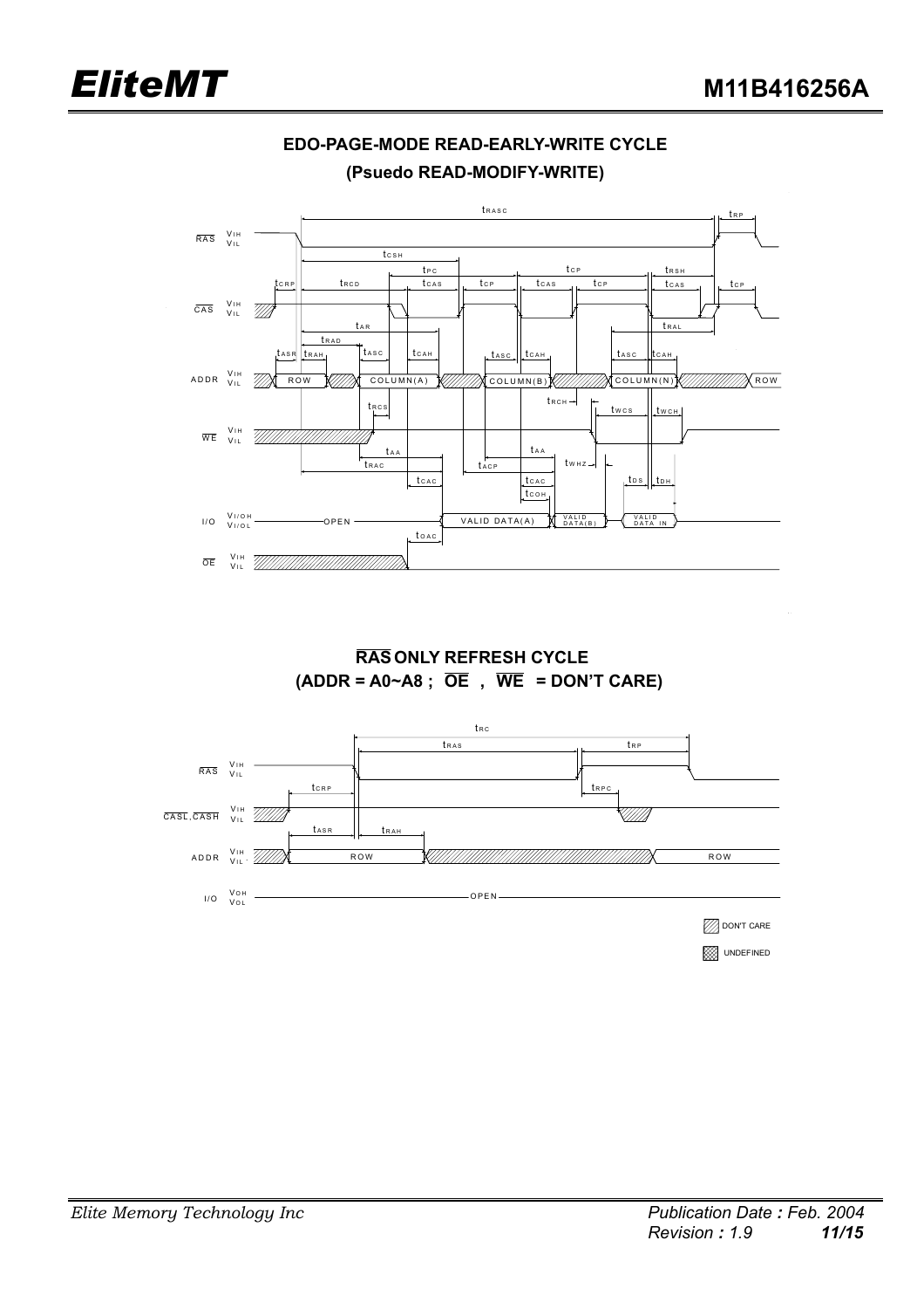## EDO-PAGE-MODE READ-EARLY-WRITE CYCLE

**(Psuedo READ-MODIFY-WRITE)**

## $\overline{RAS}$ ONLY REFRESH CYCLE

**(ADDR = A0~A8 ; $\overline{OE}$ , $\overline{WE}$ = DON'T CARE)**

DON'T CARE

UNDEFINED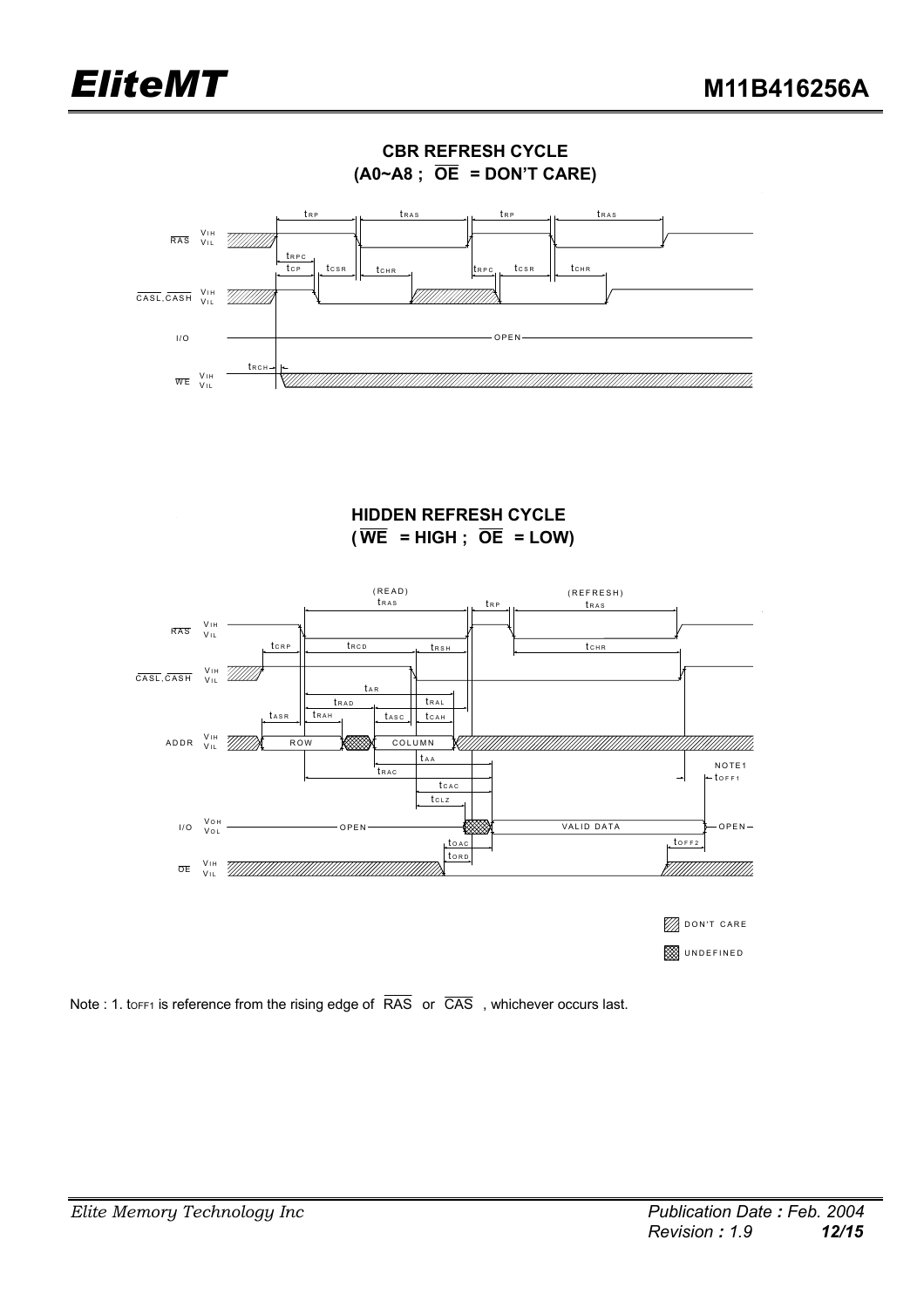## CBR REFRESH CYCLE
## (A0~A8 ; $\overline{OE}$ = DON'T CARE)

## HIDDEN REFRESH CYCLE
## ($\overline{WE}$ = HIGH ; $\overline{OE}$ = LOW)

Note : 1. $t_{OFF1}$ is reference from the rising edge of $\overline{RAS}$ or $\overline{CAS}$ , whichever occurs last.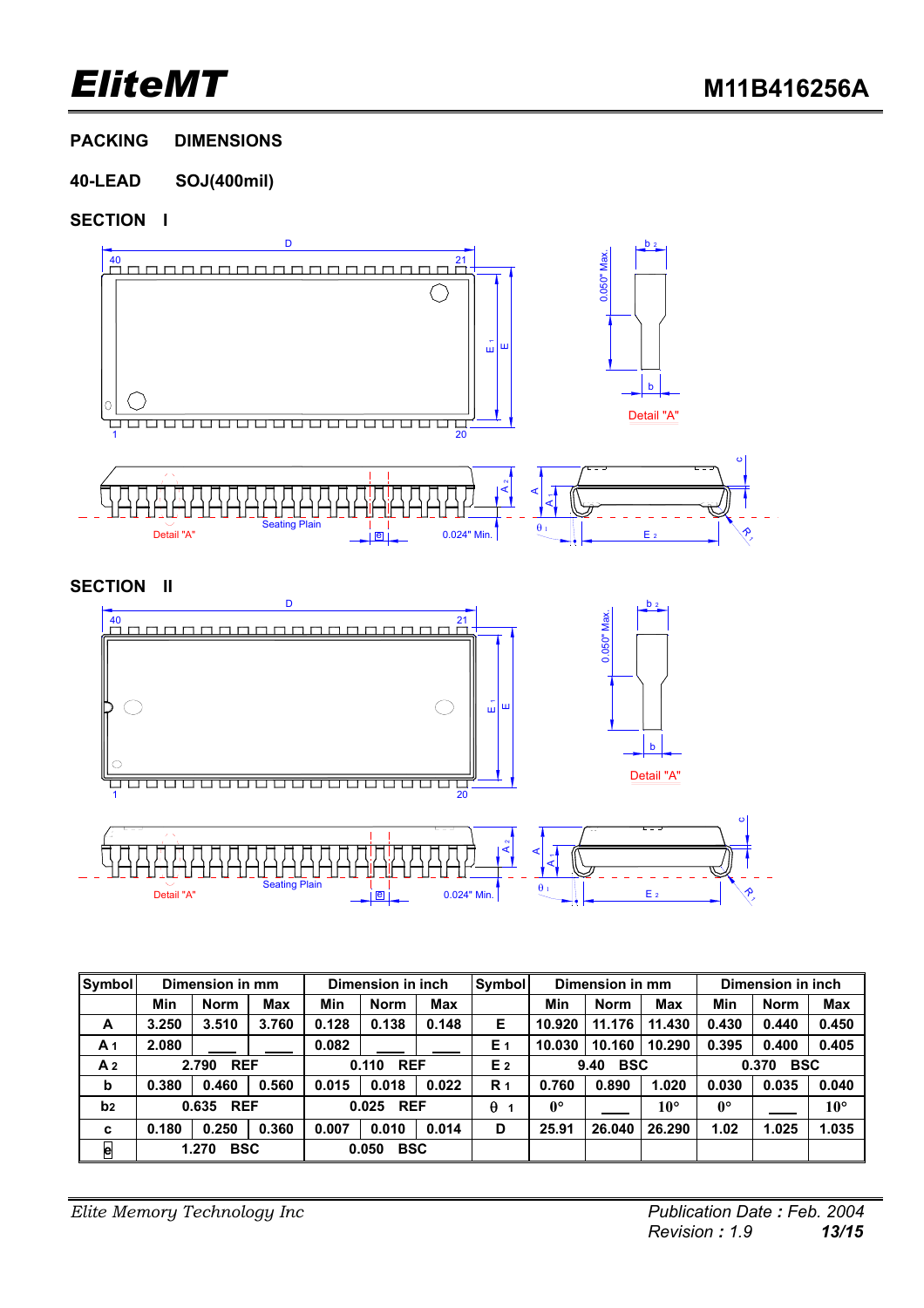## PACKING DIMENSIONS

## 40-LEAD SOJ(400mil)

### SECTION I

### SECTION II

| Symbol | Dimension in mm | | | Dimension in inch | | | Symbol | Dimension in mm | | | Dimension in inch | | |
|---|---|---|---|---|---|---|---|---|---|---|---|---|---|
| | Min | Norm | Max | Min | Norm | Max | | Min | Norm | Max | Min | Norm | Max |
| A | 3.250 | 3.510 | 3.760 | 0.128 | 0.138 | 0.148 | E | 10.920 | 11.176 | 11.430 | 0.430 | 0.440 | 0.450 |
| A 1 | 2.080 | ___ | ___ | 0.082 | ___ | ___ | E 1 | 10.030 | 10.160 | 10.290 | 0.395 | 0.400 | 0.405 |
| A 2 | 2.790 REF | | | 0.110 REF | | | E 2 | 9.40 BSC | | | 0.370 BSC | | |
| b | 0.380 | 0.460 | 0.560 | 0.015 | 0.018 | 0.022 | R 1 | 0.760 | 0.890 | 1.020 | 0.030 | 0.035 | 0.040 |
| b2 | 0.635 REF | | | 0.025 REF | | | θ 1 | 0° | ___ | 10° | 0° | ___ | 10° |
| c | 0.180 | 0.250 | 0.360 | 0.007 | 0.010 | 0.014 | D | 25.91 | 26.040 | 26.290 | 1.02 | 1.025 | 1.035 |
| e | 1.270 BSC | | | 0.050 BSC | | | | | | | | | |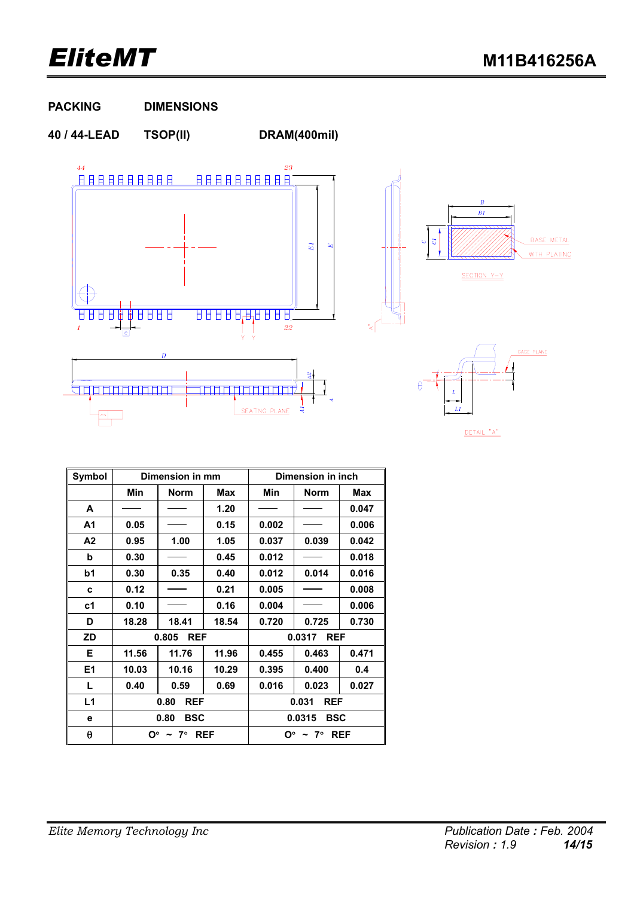**PACKING DIMENSIONS**

**40 / 44-LEAD TSOP(II) DRAM(400mil)**

| Symbol | Dimension in mm | | | Dimension in inch | | |
|---|---|---|---|---|---|---|
| | Min | Norm | Max | Min | Norm | Max |
| A | —— | —— | 1.20 | —— | —— | 0.047 |
| A1 | 0.05 | —— | 0.15 | 0.002 | —— | 0.006 |
| A2 | 0.95 | 1.00 | 1.05 | 0.037 | 0.039 | 0.042 |
| b | 0.30 | —— | 0.45 | 0.012 | —— | 0.018 |
| b1 | 0.30 | 0.35 | 0.40 | 0.012 | 0.014 | 0.016 |
| c | 0.12 | —— | 0.21 | 0.005 | —— | 0.008 |
| c1 | 0.10 | —— | 0.16 | 0.004 | —— | 0.006 |
| D | 18.28 | 18.41 | 18.54 | 0.720 | 0.725 | 0.730 |
| ZD | 0.805 REF | | | 0.0317 REF | | |
| E | 11.56 | 11.76 | 11.96 | 0.455 | 0.463 | 0.471 |
| E1 | 10.03 | 10.16 | 10.29 | 0.395 | 0.400 | 0.4 |
| L | 0.40 | 0.59 | 0.69 | 0.016 | 0.023 | 0.027 |
| L1 | 0.80 REF | | | 0.031 REF | | |
| e | 0.80 BSC | | | 0.0315 BSC | | |
| θ | O° ~ 7° REF | | | O° ~ 7° REF | | |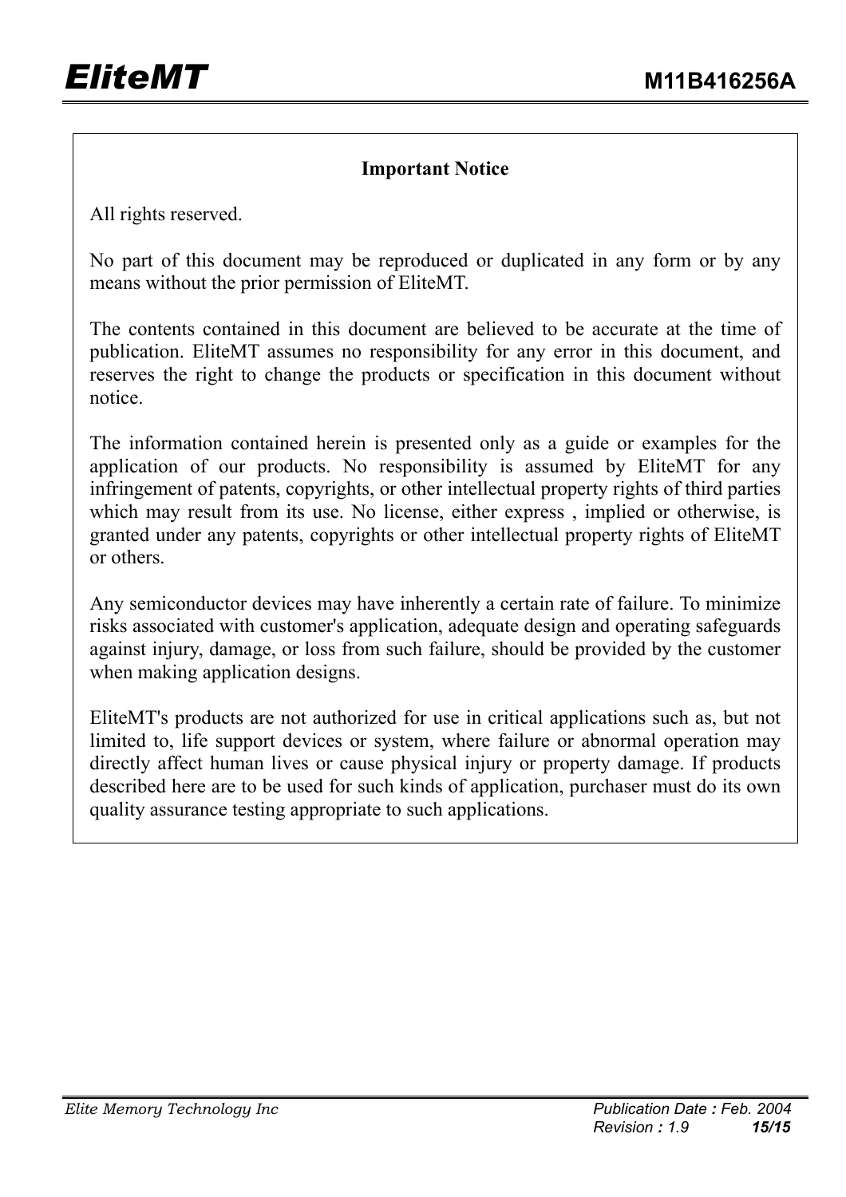## Important Notice

All rights reserved.

No part of this document may be reproduced or duplicated in any form or by any means without the prior permission of EliteMT.

The contents contained in this document are believed to be accurate at the time of publication. EliteMT assumes no responsibility for any error in this document, and reserves the right to change the products or specification in this document without notice.

The information contained herein is presented only as a guide or examples for the application of our products. No responsibility is assumed by EliteMT for any infringement of patents, copyrights, or other intellectual property rights of third parties which may result from its use. No license, either express , implied or otherwise, is granted under any patents, copyrights or other intellectual property rights of EliteMT or others.

Any semiconductor devices may have inherently a certain rate of failure. To minimize risks associated with customer's application, adequate design and operating safeguards against injury, damage, or loss from such failure, should be provided by the customer when making application designs.

EliteMT's products are not authorized for use in critical applications such as, but not limited to, life support devices or system, where failure or abnormal operation may directly affect human lives or cause physical injury or property damage. If products described here are to be used for such kinds of application, purchaser must do its own quality assurance testing appropriate to such applications.